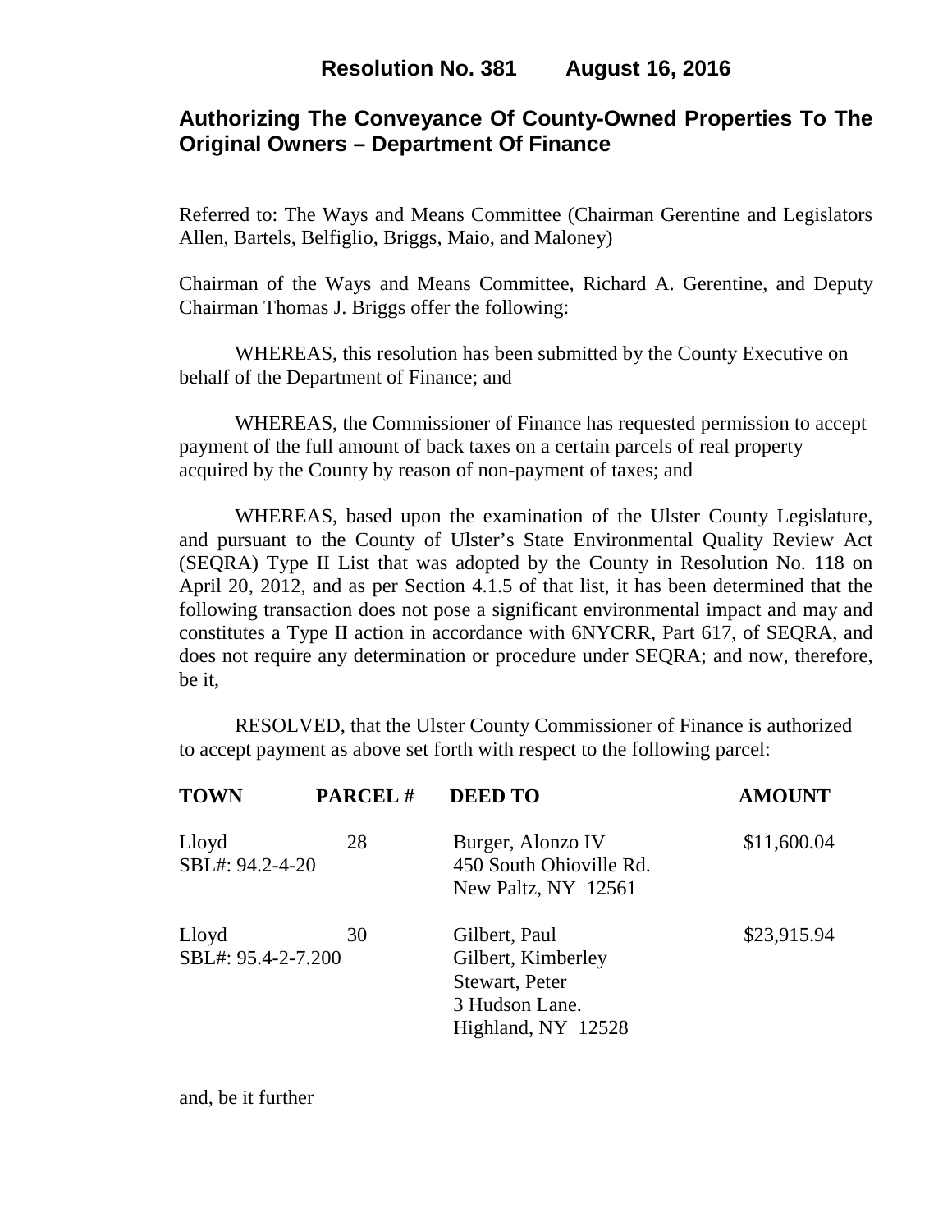# Resolution No. 381 August 16, 2016

## Authorizing The Conveyance Of County-Owned Properties To The Original Owners – Department Of Finance

Referred to: The Ways and Means Committee (Chairman Gerentine and Legislators Allen, Bartels, Belfiglio, Briggs, Maio, and Maloney)

Chairman of the Ways and Means Committee, Richard A. Gerentine, and Deputy Chairman Thomas J. Briggs offer the following:

WHEREAS, this resolution has been submitted by the County Executive on behalf of the Department of Finance; and

WHEREAS, the Commissioner of Finance has requested permission to accept payment of the full amount of back taxes on a certain parcels of real property acquired by the County by reason of non-payment of taxes; and

WHEREAS, based upon the examination of the Ulster County Legislature, and pursuant to the County of Ulster's State Environmental Quality Review Act (SEQRA) Type II List that was adopted by the County in Resolution No. 118 on April 20, 2012, and as per Section 4.1.5 of that list, it has been determined that the following transaction does not pose a significant environmental impact and may and constitutes a Type II action in accordance with 6NYCRR, Part 617, of SEQRA, and does not require any determination or procedure under SEQRA; and now, therefore, be it,

RESOLVED, that the Ulster County Commissioner of Finance is authorized to accept payment as above set forth with respect to the following parcel:

| TOWN | PARCEL # | DEED TO | AMOUNT |
|---|---|---|---|
| Lloyd<br>SBL#: 94.2-4-20 | 28 | Burger, Alonzo IV<br>450 South Ohioville Rd.<br>New Paltz, NY 12561 | $11,600.04 |
| Lloyd<br>SBL#: 95.4-2-7.200 | 30 | Gilbert, Paul<br>Gilbert, Kimberley<br>Stewart, Peter<br>3 Hudson Lane.<br>Highland, NY 12528 | $23,915.94 |

and, be it further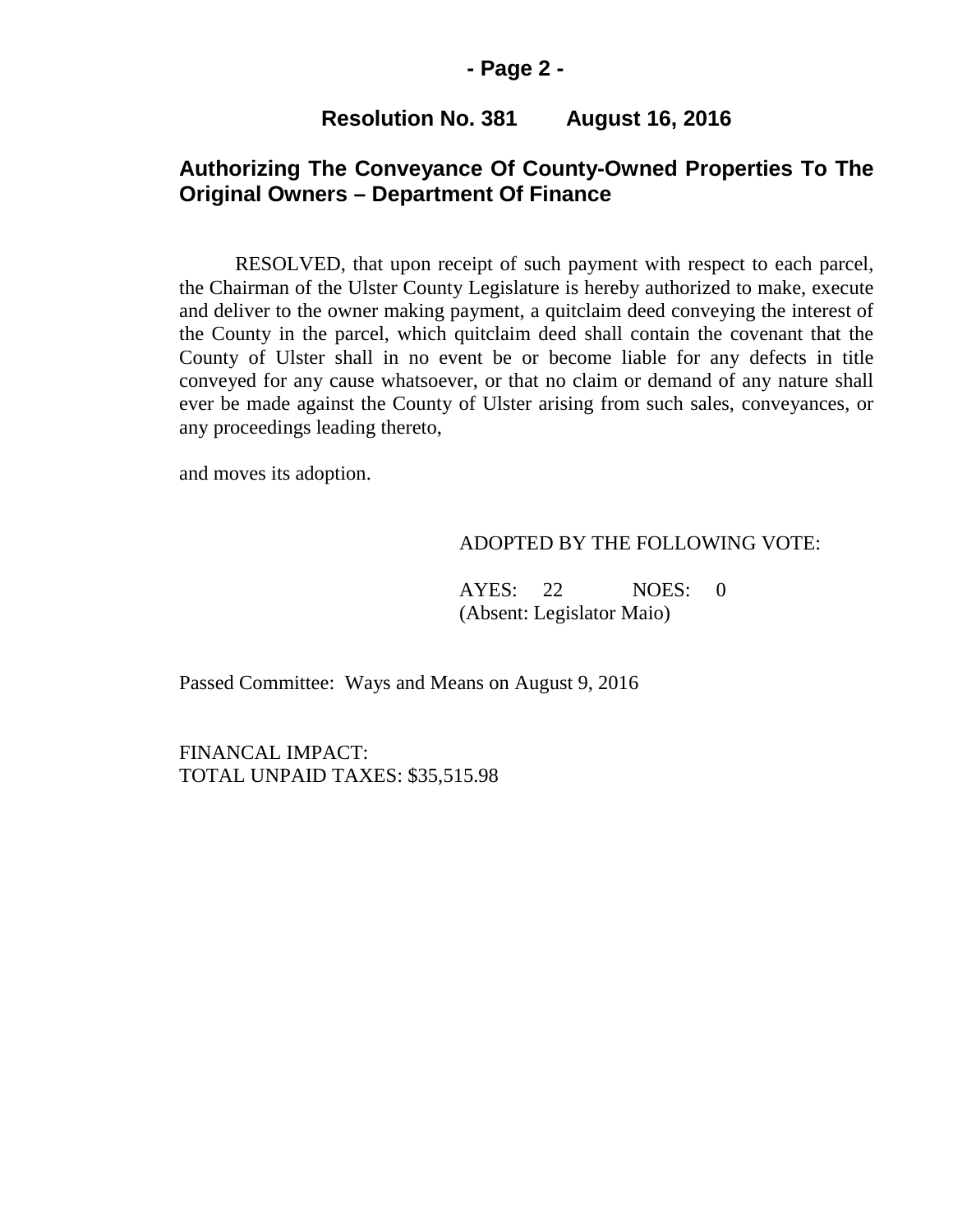**Resolution No. 381 August 16, 2016**

## Authorizing The Conveyance Of County-Owned Properties To The Original Owners – Department Of Finance

RESOLVED, that upon receipt of such payment with respect to each parcel, the Chairman of the Ulster County Legislature is hereby authorized to make, execute and deliver to the owner making payment, a quitclaim deed conveying the interest of the County in the parcel, which quitclaim deed shall contain the covenant that the County of Ulster shall in no event be or become liable for any defects in title conveyed for any cause whatsoever, or that no claim or demand of any nature shall ever be made against the County of Ulster arising from such sales, conveyances, or any proceedings leading thereto,

and moves its adoption.

ADOPTED BY THE FOLLOWING VOTE:

AYES: 22 NOES: 0
(Absent: Legislator Maio)

Passed Committee: Ways and Means on August 9, 2016

FINANCAL IMPACT:
TOTAL UNPAID TAXES: $35,515.98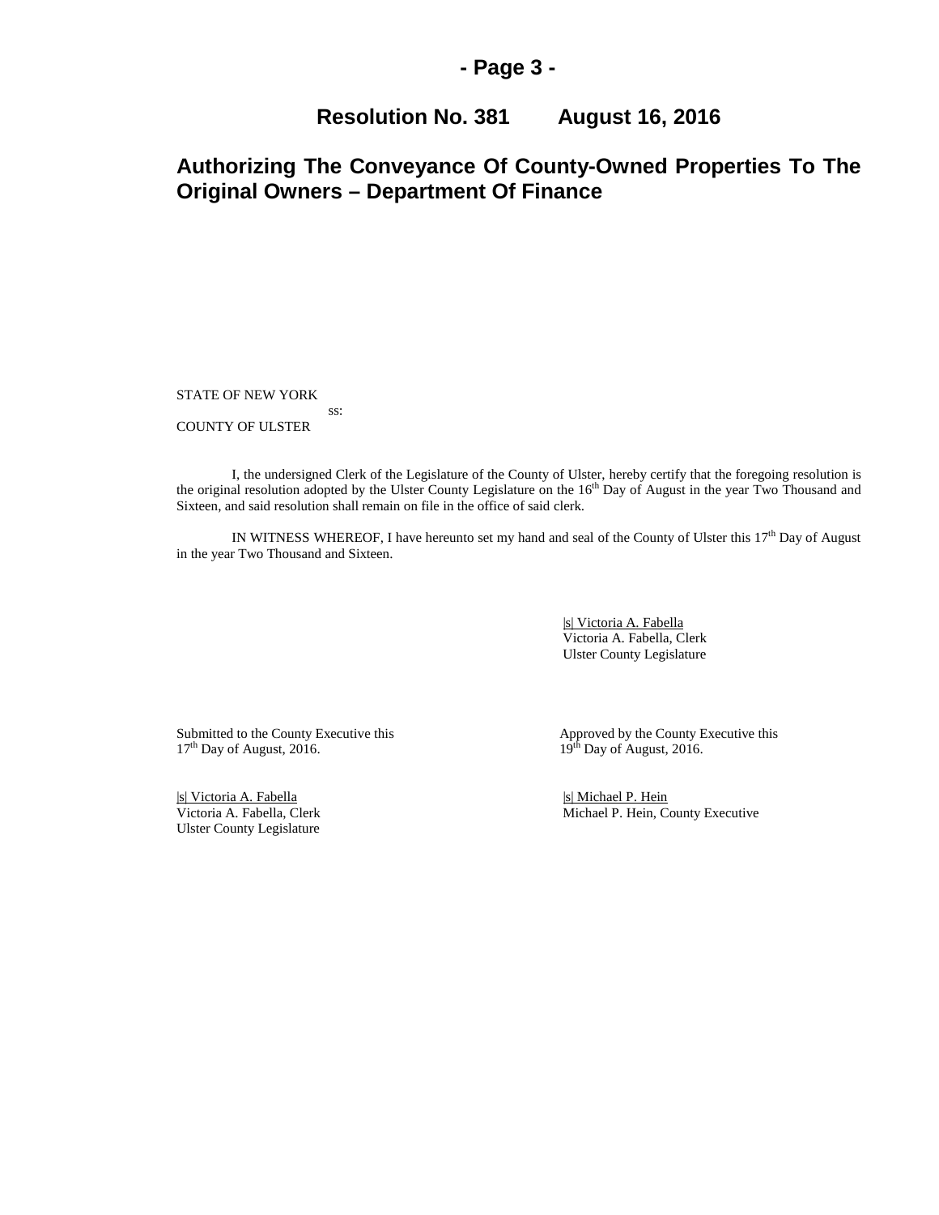## Resolution No. 381 August 16, 2016

## Authorizing The Conveyance Of County-Owned Properties To The Original Owners – Department Of Finance

STATE OF NEW YORK
ss:
COUNTY OF ULSTER

I, the undersigned Clerk of the Legislature of the County of Ulster, hereby certify that the foregoing resolution is the original resolution adopted by the Ulster County Legislature on the 16th Day of August in the year Two Thousand and Sixteen, and said resolution shall remain on file in the office of said clerk.

IN WITNESS WHEREOF, I have hereunto set my hand and seal of the County of Ulster this 17th Day of August in the year Two Thousand and Sixteen.

|s| Victoria A. Fabella
Victoria A. Fabella, Clerk
Ulster County Legislature

Submitted to the County Executive this 17th Day of August, 2016.

|s| Victoria A. Fabella
Victoria A. Fabella, Clerk
Ulster County Legislature

Approved by the County Executive this 19th Day of August, 2016.

|s| Michael P. Hein
Michael P. Hein, County Executive